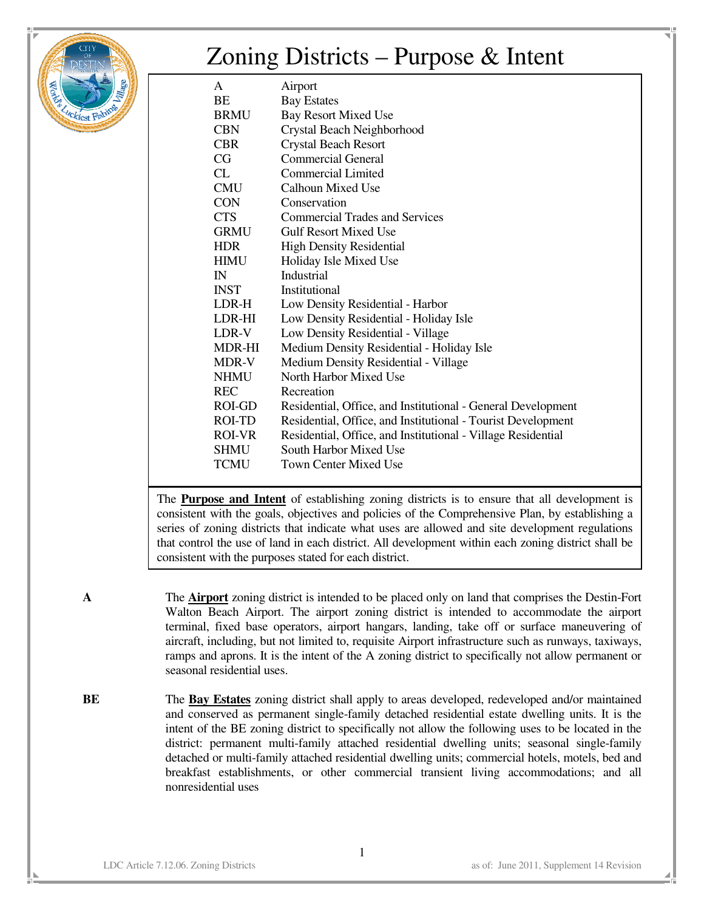# Zoning Districts – Purpose & Intent

| | |
|---|---|
| A | Airport |
| BE | Bay Estates |
| BRMU | Bay Resort Mixed Use |
| CBN | Crystal Beach Neighborhood |
| CBR | Crystal Beach Resort |
| CG | Commercial General |
| CL | Commercial Limited |
| CMU | Calhoun Mixed Use |
| CON | Conservation |
| CTS | Commercial Trades and Services |
| GRMU | Gulf Resort Mixed Use |
| HDR | High Density Residential |
| HIMU | Holiday Isle Mixed Use |
| IN | Industrial |
| INST | Institutional |
| LDR-H | Low Density Residential - Harbor |
| LDR-HI | Low Density Residential - Holiday Isle |
| LDR-V | Low Density Residential - Village |
| MDR-HI | Medium Density Residential - Holiday Isle |
| MDR-V | Medium Density Residential - Village |
| NHMU | North Harbor Mixed Use |
| REC | Recreation |
| ROI-GD | Residential, Office, and Institutional - General Development |
| ROI-TD | Residential, Office, and Institutional - Tourist Development |
| ROI-VR | Residential, Office, and Institutional - Village Residential |
| SHMU | South Harbor Mixed Use |
| TCMU | Town Center Mixed Use |

The **Purpose and Intent** of establishing zoning districts is to ensure that all development is consistent with the goals, objectives and policies of the Comprehensive Plan, by establishing a series of zoning districts that indicate what uses are allowed and site development regulations that control the use of land in each district. All development within each zoning district shall be consistent with the purposes stated for each district.

**A**

The **Airport** zoning district is intended to be placed only on land that comprises the Destin-Fort Walton Beach Airport. The airport zoning district is intended to accommodate the airport terminal, fixed base operators, airport hangars, landing, take off or surface maneuvering of aircraft, including, but not limited to, requisite Airport infrastructure such as runways, taxiways, ramps and aprons. It is the intent of the A zoning district to specifically not allow permanent or seasonal residential uses.

**BE**

The **Bay Estates** zoning district shall apply to areas developed, redeveloped and/or maintained and conserved as permanent single-family detached residential estate dwelling units. It is the intent of the BE zoning district to specifically not allow the following uses to be located in the district: permanent multi-family attached residential dwelling units; seasonal single-family detached or multi-family attached residential dwelling units; commercial hotels, motels, bed and breakfast establishments, or other commercial transient living accommodations; and all nonresidential uses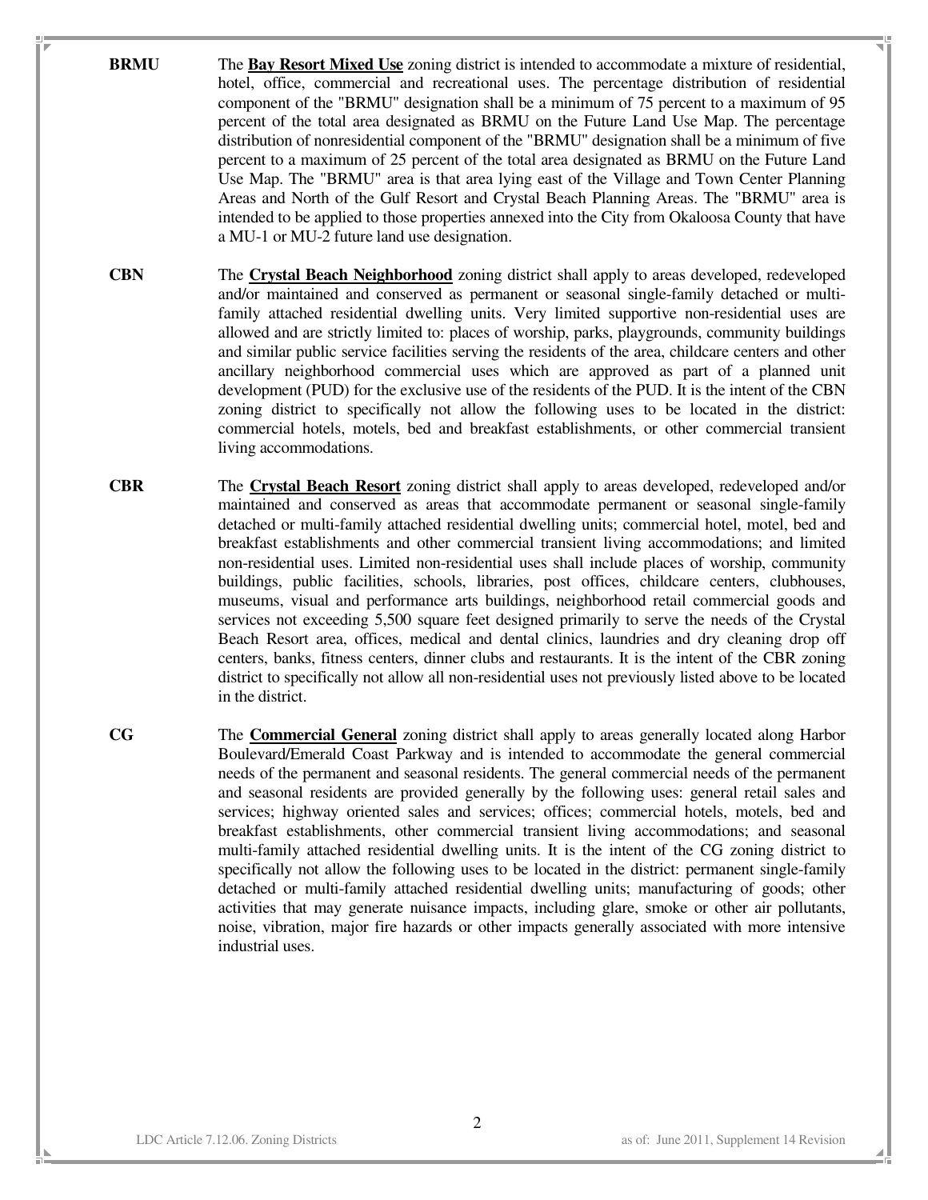**BRMU** The **Bay Resort Mixed Use** zoning district is intended to accommodate a mixture of residential, hotel, office, commercial and recreational uses. The percentage distribution of residential component of the "BRMU" designation shall be a minimum of 75 percent to a maximum of 95 percent of the total area designated as BRMU on the Future Land Use Map. The percentage distribution of nonresidential component of the "BRMU" designation shall be a minimum of five percent to a maximum of 25 percent of the total area designated as BRMU on the Future Land Use Map. The "BRMU" area is that area lying east of the Village and Town Center Planning Areas and North of the Gulf Resort and Crystal Beach Planning Areas. The "BRMU" area is intended to be applied to those properties annexed into the City from Okaloosa County that have a MU-1 or MU-2 future land use designation.

**CBN** The **Crystal Beach Neighborhood** zoning district shall apply to areas developed, redeveloped and/or maintained and conserved as permanent or seasonal single-family detached or multi-family attached residential dwelling units. Very limited supportive non-residential uses are allowed and are strictly limited to: places of worship, parks, playgrounds, community buildings and similar public service facilities serving the residents of the area, childcare centers and other ancillary neighborhood commercial uses which are approved as part of a planned unit development (PUD) for the exclusive use of the residents of the PUD. It is the intent of the CBN zoning district to specifically not allow the following uses to be located in the district: commercial hotels, motels, bed and breakfast establishments, or other commercial transient living accommodations.

**CBR** The **Crystal Beach Resort** zoning district shall apply to areas developed, redeveloped and/or maintained and conserved as areas that accommodate permanent or seasonal single-family detached or multi-family attached residential dwelling units; commercial hotel, motel, bed and breakfast establishments and other commercial transient living accommodations; and limited non-residential uses. Limited non-residential uses shall include places of worship, community buildings, public facilities, schools, libraries, post offices, childcare centers, clubhouses, museums, visual and performance arts buildings, neighborhood retail commercial goods and services not exceeding 5,500 square feet designed primarily to serve the needs of the Crystal Beach Resort area, offices, medical and dental clinics, laundries and dry cleaning drop off centers, banks, fitness centers, dinner clubs and restaurants. It is the intent of the CBR zoning district to specifically not allow all non-residential uses not previously listed above to be located in the district.

**CG** The **Commercial General** zoning district shall apply to areas generally located along Harbor Boulevard/Emerald Coast Parkway and is intended to accommodate the general commercial needs of the permanent and seasonal residents. The general commercial needs of the permanent and seasonal residents are provided generally by the following uses: general retail sales and services; highway oriented sales and services; offices; commercial hotels, motels, bed and breakfast establishments, other commercial transient living accommodations; and seasonal multi-family attached residential dwelling units. It is the intent of the CG zoning district to specifically not allow the following uses to be located in the district: permanent single-family detached or multi-family attached residential dwelling units; manufacturing of goods; other activities that may generate nuisance impacts, including glare, smoke or other air pollutants, noise, vibration, major fire hazards or other impacts generally associated with more intensive industrial uses.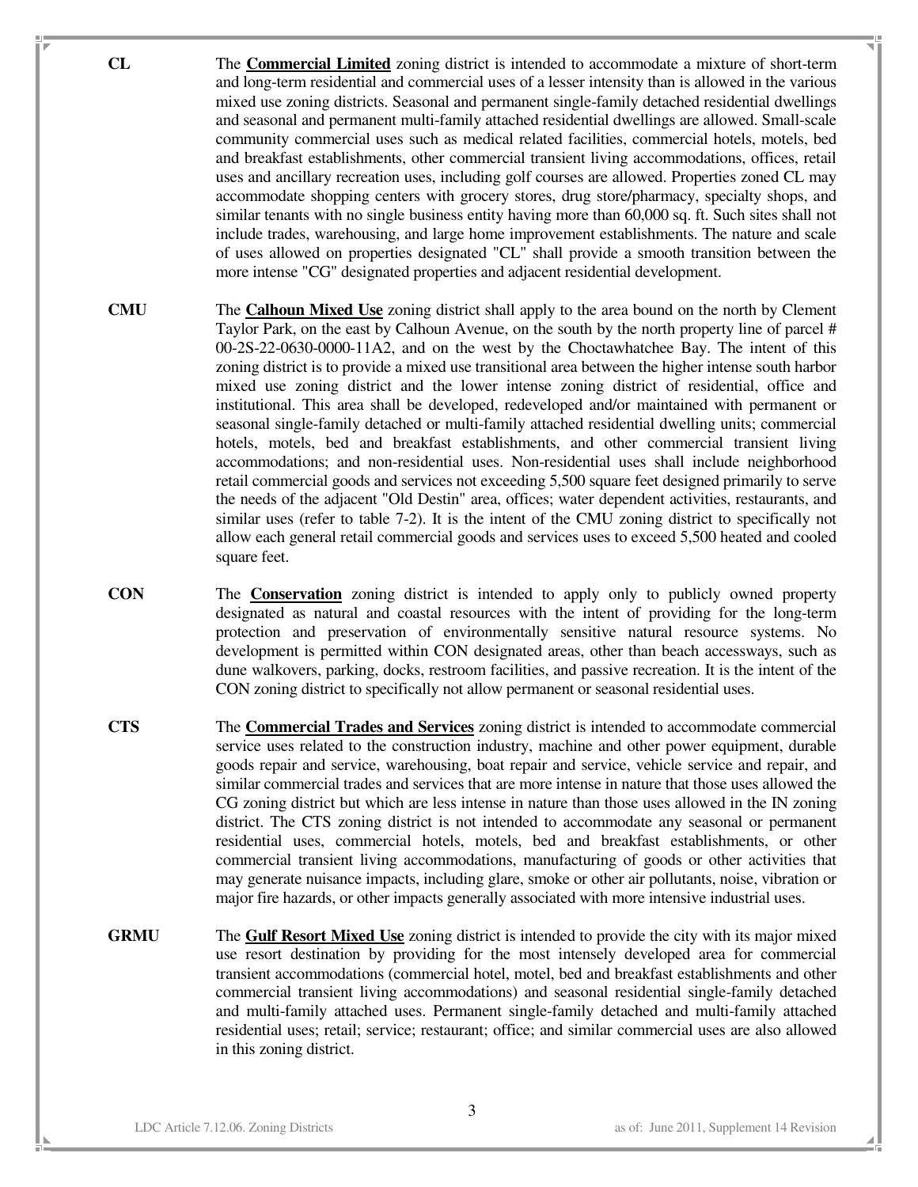**CL** The **Commercial Limited** zoning district is intended to accommodate a mixture of short-term and long-term residential and commercial uses of a lesser intensity than is allowed in the various mixed use zoning districts. Seasonal and permanent single-family detached residential dwellings and seasonal and permanent multi-family attached residential dwellings are allowed. Small-scale community commercial uses such as medical related facilities, commercial hotels, motels, bed and breakfast establishments, other commercial transient living accommodations, offices, retail uses and ancillary recreation uses, including golf courses are allowed. Properties zoned CL may accommodate shopping centers with grocery stores, drug store/pharmacy, specialty shops, and similar tenants with no single business entity having more than 60,000 sq. ft. Such sites shall not include trades, warehousing, and large home improvement establishments. The nature and scale of uses allowed on properties designated "CL" shall provide a smooth transition between the more intense "CG" designated properties and adjacent residential development.

**CMU** The **Calhoun Mixed Use** zoning district shall apply to the area bound on the north by Clement Taylor Park, on the east by Calhoun Avenue, on the south by the north property line of parcel # 00-2S-22-0630-0000-11A2, and on the west by the Choctawhatchee Bay. The intent of this zoning district is to provide a mixed use transitional area between the higher intense south harbor mixed use zoning district and the lower intense zoning district of residential, office and institutional. This area shall be developed, redeveloped and/or maintained with permanent or seasonal single-family detached or multi-family attached residential dwelling units; commercial hotels, motels, bed and breakfast establishments, and other commercial transient living accommodations; and non-residential uses. Non-residential uses shall include neighborhood retail commercial goods and services not exceeding 5,500 square feet designed primarily to serve the needs of the adjacent "Old Destin" area, offices; water dependent activities, restaurants, and similar uses (refer to table 7-2). It is the intent of the CMU zoning district to specifically not allow each general retail commercial goods and services uses to exceed 5,500 heated and cooled square feet.

**CON** The **Conservation** zoning district is intended to apply only to publicly owned property designated as natural and coastal resources with the intent of providing for the long-term protection and preservation of environmentally sensitive natural resource systems. No development is permitted within CON designated areas, other than beach accessways, such as dune walkovers, parking, docks, restroom facilities, and passive recreation. It is the intent of the CON zoning district to specifically not allow permanent or seasonal residential uses.

**CTS** The **Commercial Trades and Services** zoning district is intended to accommodate commercial service uses related to the construction industry, machine and other power equipment, durable goods repair and service, warehousing, boat repair and service, vehicle service and repair, and similar commercial trades and services that are more intense in nature that those uses allowed the CG zoning district but which are less intense in nature than those uses allowed in the IN zoning district. The CTS zoning district is not intended to accommodate any seasonal or permanent residential uses, commercial hotels, motels, bed and breakfast establishments, or other commercial transient living accommodations, manufacturing of goods or other activities that may generate nuisance impacts, including glare, smoke or other air pollutants, noise, vibration or major fire hazards, or other impacts generally associated with more intensive industrial uses.

**GRMU** The **Gulf Resort Mixed Use** zoning district is intended to provide the city with its major mixed use resort destination by providing for the most intensely developed area for commercial transient accommodations (commercial hotel, motel, bed and breakfast establishments and other commercial transient living accommodations) and seasonal residential single-family detached and multi-family attached uses. Permanent single-family detached and multi-family attached residential uses; retail; service; restaurant; office; and similar commercial uses are also allowed in this zoning district.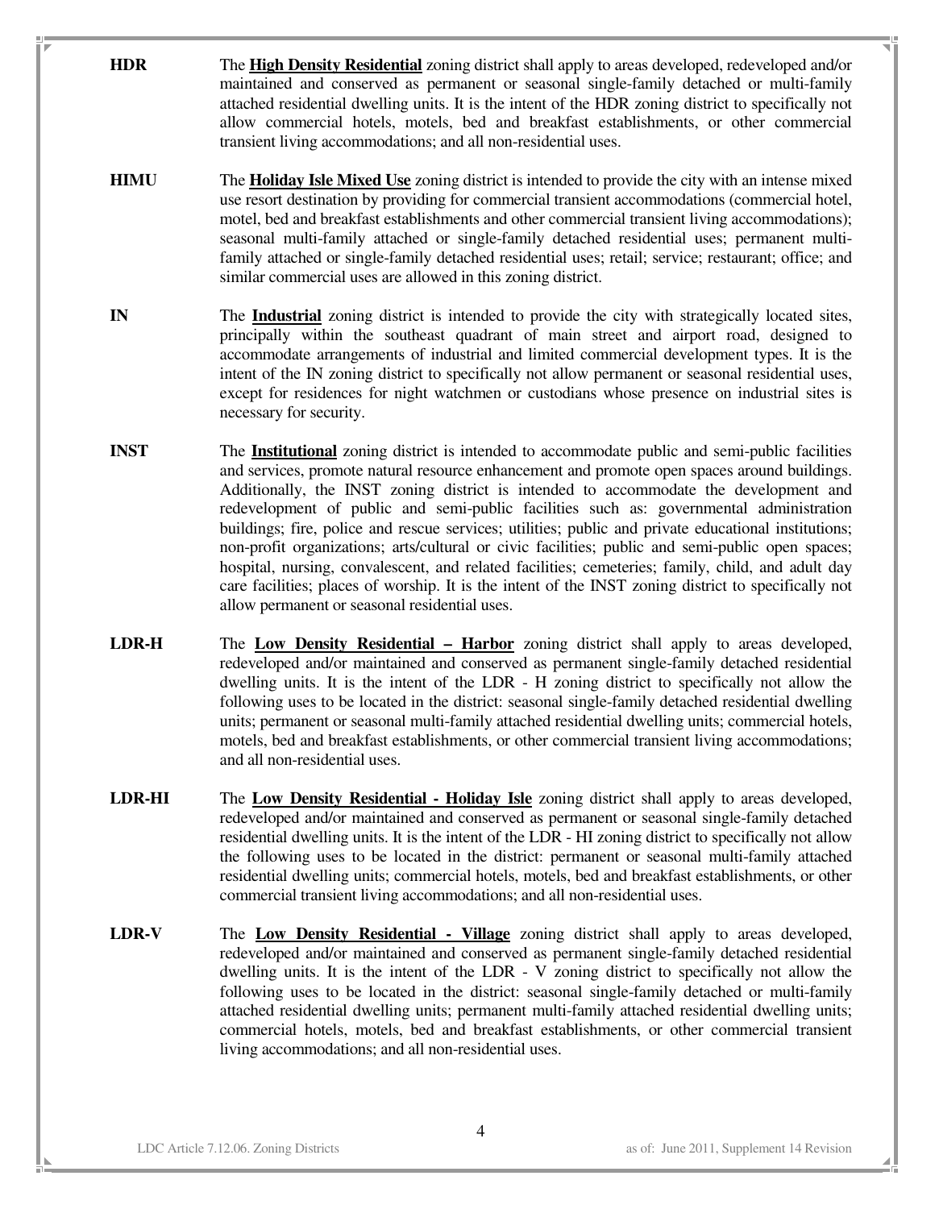**HDR** The **High Density Residential** zoning district shall apply to areas developed, redeveloped and/or maintained and conserved as permanent or seasonal single-family detached or multi-family attached residential dwelling units. It is the intent of the HDR zoning district to specifically not allow commercial hotels, motels, bed and breakfast establishments, or other commercial transient living accommodations; and all non-residential uses.

**HIMU** The **Holiday Isle Mixed Use** zoning district is intended to provide the city with an intense mixed use resort destination by providing for commercial transient accommodations (commercial hotel, motel, bed and breakfast establishments and other commercial transient living accommodations); seasonal multi-family attached or single-family detached residential uses; permanent multi-family attached or single-family detached residential uses; retail; service; restaurant; office; and similar commercial uses are allowed in this zoning district.

**IN** The **Industrial** zoning district is intended to provide the city with strategically located sites, principally within the southeast quadrant of main street and airport road, designed to accommodate arrangements of industrial and limited commercial development types. It is the intent of the IN zoning district to specifically not allow permanent or seasonal residential uses, except for residences for night watchmen or custodians whose presence on industrial sites is necessary for security.

**INST** The **Institutional** zoning district is intended to accommodate public and semi-public facilities and services, promote natural resource enhancement and promote open spaces around buildings. Additionally, the INST zoning district is intended to accommodate the development and redevelopment of public and semi-public facilities such as: governmental administration buildings; fire, police and rescue services; utilities; public and private educational institutions; non-profit organizations; arts/cultural or civic facilities; public and semi-public open spaces; hospital, nursing, convalescent, and related facilities; cemeteries; family, child, and adult day care facilities; places of worship. It is the intent of the INST zoning district to specifically not allow permanent or seasonal residential uses.

**LDR-H** The **Low Density Residential – Harbor** zoning district shall apply to areas developed, redeveloped and/or maintained and conserved as permanent single-family detached residential dwelling units. It is the intent of the LDR - H zoning district to specifically not allow the following uses to be located in the district: seasonal single-family detached residential dwelling units; permanent or seasonal multi-family attached residential dwelling units; commercial hotels, motels, bed and breakfast establishments, or other commercial transient living accommodations; and all non-residential uses.

**LDR-HI** The **Low Density Residential - Holiday Isle** zoning district shall apply to areas developed, redeveloped and/or maintained and conserved as permanent or seasonal single-family detached residential dwelling units. It is the intent of the LDR - HI zoning district to specifically not allow the following uses to be located in the district: permanent or seasonal multi-family attached residential dwelling units; commercial hotels, motels, bed and breakfast establishments, or other commercial transient living accommodations; and all non-residential uses.

**LDR-V** The **Low Density Residential - Village** zoning district shall apply to areas developed, redeveloped and/or maintained and conserved as permanent single-family detached residential dwelling units. It is the intent of the LDR - V zoning district to specifically not allow the following uses to be located in the district: seasonal single-family detached or multi-family attached residential dwelling units; permanent multi-family attached residential dwelling units; commercial hotels, motels, bed and breakfast establishments, or other commercial transient living accommodations; and all non-residential uses.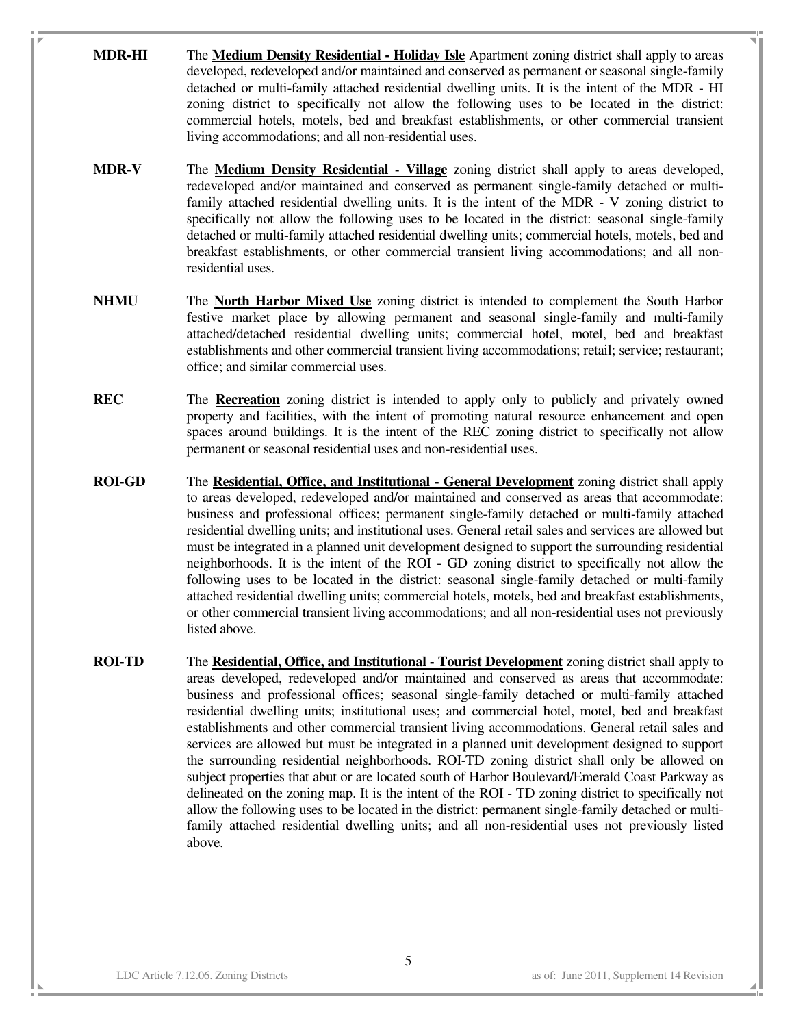**MDR-HI** The **Medium Density Residential - Holiday Isle** Apartment zoning district shall apply to areas developed, redeveloped and/or maintained and conserved as permanent or seasonal single-family detached or multi-family attached residential dwelling units. It is the intent of the MDR - HI zoning district to specifically not allow the following uses to be located in the district: commercial hotels, motels, bed and breakfast establishments, or other commercial transient living accommodations; and all non-residential uses.

**MDR-V** The **Medium Density Residential - Village** zoning district shall apply to areas developed, redeveloped and/or maintained and conserved as permanent single-family detached or multi-family attached residential dwelling units. It is the intent of the MDR - V zoning district to specifically not allow the following uses to be located in the district: seasonal single-family detached or multi-family attached residential dwelling units; commercial hotels, motels, bed and breakfast establishments, or other commercial transient living accommodations; and all non-residential uses.

**NHMU** The **North Harbor Mixed Use** zoning district is intended to complement the South Harbor festive market place by allowing permanent and seasonal single-family and multi-family attached/detached residential dwelling units; commercial hotel, motel, bed and breakfast establishments and other commercial transient living accommodations; retail; service; restaurant; office; and similar commercial uses.

**REC** The **Recreation** zoning district is intended to apply only to publicly and privately owned property and facilities, with the intent of promoting natural resource enhancement and open spaces around buildings. It is the intent of the REC zoning district to specifically not allow permanent or seasonal residential uses and non-residential uses.

**ROI-GD** The **Residential, Office, and Institutional - General Development** zoning district shall apply to areas developed, redeveloped and/or maintained and conserved as areas that accommodate: business and professional offices; permanent single-family detached or multi-family attached residential dwelling units; and institutional uses. General retail sales and services are allowed but must be integrated in a planned unit development designed to support the surrounding residential neighborhoods. It is the intent of the ROI - GD zoning district to specifically not allow the following uses to be located in the district: seasonal single-family detached or multi-family attached residential dwelling units; commercial hotels, motels, bed and breakfast establishments, or other commercial transient living accommodations; and all non-residential uses not previously listed above.

**ROI-TD** The **Residential, Office, and Institutional - Tourist Development** zoning district shall apply to areas developed, redeveloped and/or maintained and conserved as areas that accommodate: business and professional offices; seasonal single-family detached or multi-family attached residential dwelling units; institutional uses; and commercial hotel, motel, bed and breakfast establishments and other commercial transient living accommodations. General retail sales and services are allowed but must be integrated in a planned unit development designed to support the surrounding residential neighborhoods. ROI-TD zoning district shall only be allowed on subject properties that abut or are located south of Harbor Boulevard/Emerald Coast Parkway as delineated on the zoning map. It is the intent of the ROI - TD zoning district to specifically not allow the following uses to be located in the district: permanent single-family detached or multi-family attached residential dwelling units; and all non-residential uses not previously listed above.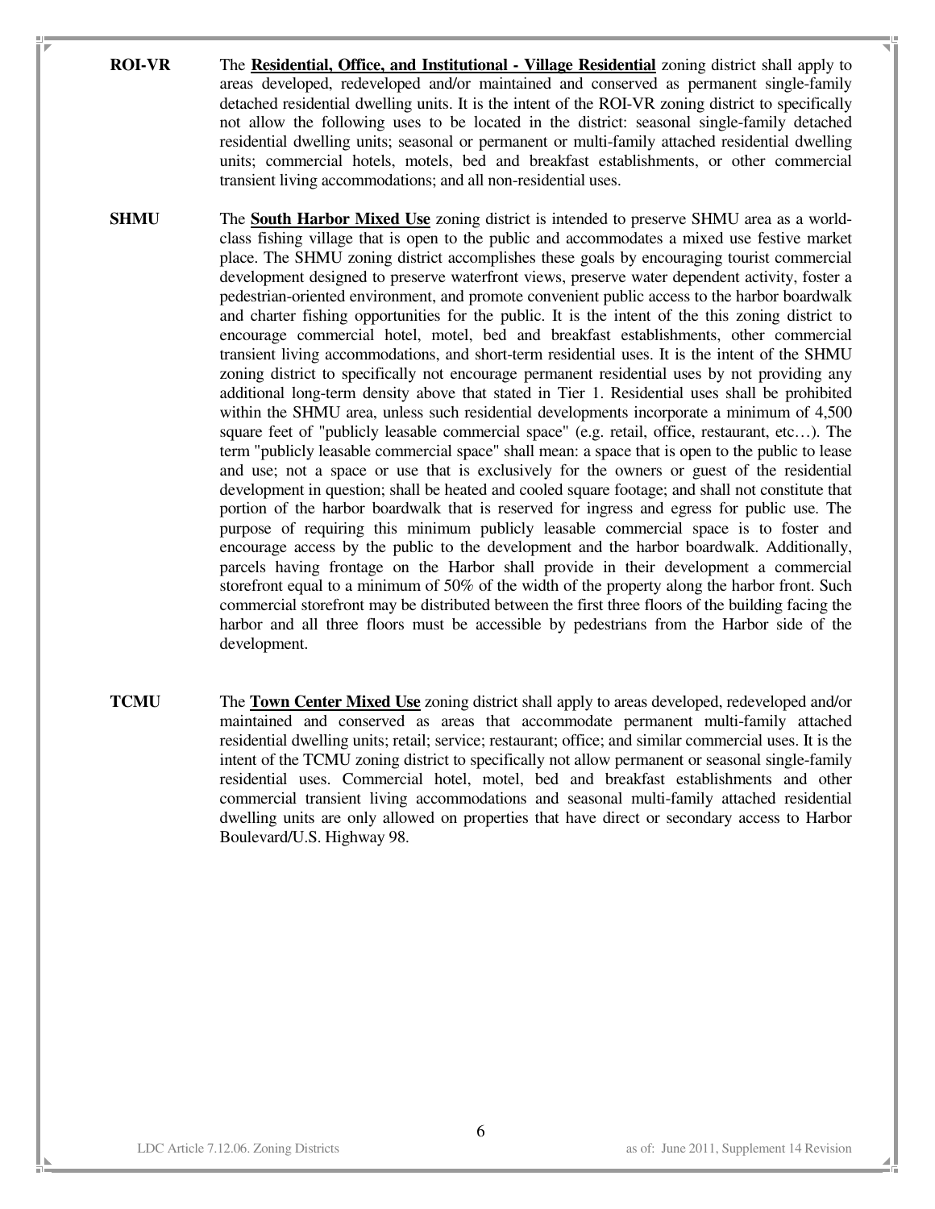**ROI-VR** The **Residential, Office, and Institutional - Village Residential** zoning district shall apply to areas developed, redeveloped and/or maintained and conserved as permanent single-family detached residential dwelling units. It is the intent of the ROI-VR zoning district to specifically not allow the following uses to be located in the district: seasonal single-family detached residential dwelling units; seasonal or permanent or multi-family attached residential dwelling units; commercial hotels, motels, bed and breakfast establishments, or other commercial transient living accommodations; and all non-residential uses.

**SHMU** The **South Harbor Mixed Use** zoning district is intended to preserve SHMU area as a world-class fishing village that is open to the public and accommodates a mixed use festive market place. The SHMU zoning district accomplishes these goals by encouraging tourist commercial development designed to preserve waterfront views, preserve water dependent activity, foster a pedestrian-oriented environment, and promote convenient public access to the harbor boardwalk and charter fishing opportunities for the public. It is the intent of the this zoning district to encourage commercial hotel, motel, bed and breakfast establishments, other commercial transient living accommodations, and short-term residential uses. It is the intent of the SHMU zoning district to specifically not encourage permanent residential uses by not providing any additional long-term density above that stated in Tier 1. Residential uses shall be prohibited within the SHMU area, unless such residential developments incorporate a minimum of 4,500 square feet of "publicly leasable commercial space" (e.g. retail, office, restaurant, etc…). The term "publicly leasable commercial space" shall mean: a space that is open to the public to lease and use; not a space or use that is exclusively for the owners or guest of the residential development in question; shall be heated and cooled square footage; and shall not constitute that portion of the harbor boardwalk that is reserved for ingress and egress for public use. The purpose of requiring this minimum publicly leasable commercial space is to foster and encourage access by the public to the development and the harbor boardwalk. Additionally, parcels having frontage on the Harbor shall provide in their development a commercial storefront equal to a minimum of 50% of the width of the property along the harbor front. Such commercial storefront may be distributed between the first three floors of the building facing the harbor and all three floors must be accessible by pedestrians from the Harbor side of the development.

**TCMU** The **Town Center Mixed Use** zoning district shall apply to areas developed, redeveloped and/or maintained and conserved as areas that accommodate permanent multi-family attached residential dwelling units; retail; service; restaurant; office; and similar commercial uses. It is the intent of the TCMU zoning district to specifically not allow permanent or seasonal single-family residential uses. Commercial hotel, motel, bed and breakfast establishments and other commercial transient living accommodations and seasonal multi-family attached residential dwelling units are only allowed on properties that have direct or secondary access to Harbor Boulevard/U.S. Highway 98.